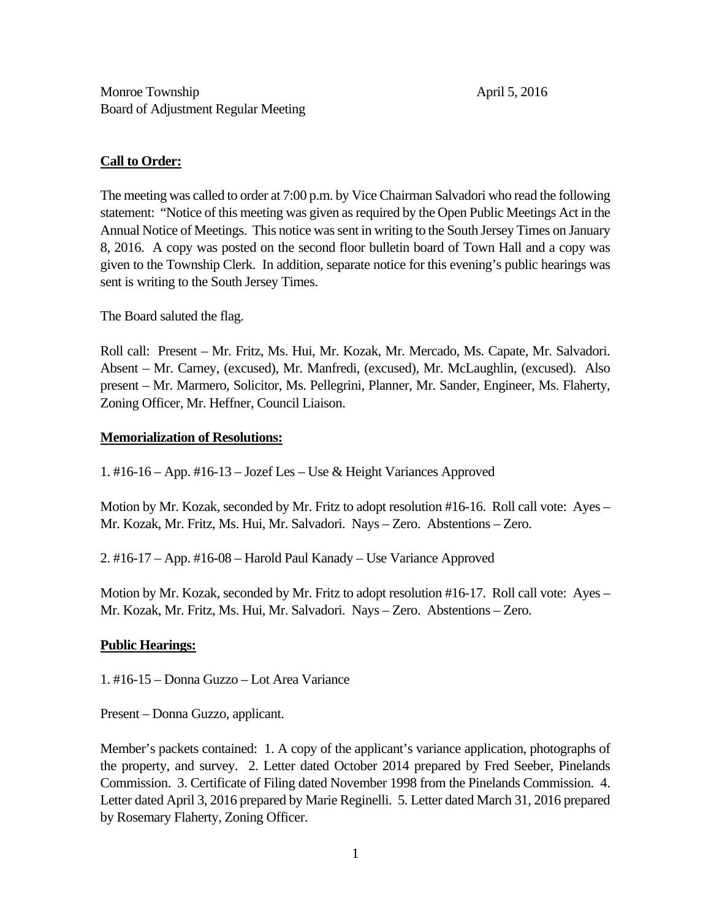Monroe Township April 5, 2016
Board of Adjustment Regular Meeting

**Call to Order:**

The meeting was called to order at 7:00 p.m. by Vice Chairman Salvadori who read the following statement: "Notice of this meeting was given as required by the Open Public Meetings Act in the Annual Notice of Meetings. This notice was sent in writing to the South Jersey Times on January 8, 2016. A copy was posted on the second floor bulletin board of Town Hall and a copy was given to the Township Clerk. In addition, separate notice for this evening's public hearings was sent is writing to the South Jersey Times.

The Board saluted the flag.

Roll call: Present – Mr. Fritz, Ms. Hui, Mr. Kozak, Mr. Mercado, Ms. Capate, Mr. Salvadori. Absent – Mr. Carney, (excused), Mr. Manfredi, (excused), Mr. McLaughlin, (excused). Also present – Mr. Marmero, Solicitor, Ms. Pellegrini, Planner, Mr. Sander, Engineer, Ms. Flaherty, Zoning Officer, Mr. Heffner, Council Liaison.

**Memorialization of Resolutions:**

1. #16-16 – App. #16-13 – Jozef Les – Use & Height Variances Approved

Motion by Mr. Kozak, seconded by Mr. Fritz to adopt resolution #16-16. Roll call vote: Ayes – Mr. Kozak, Mr. Fritz, Ms. Hui, Mr. Salvadori. Nays – Zero. Abstentions – Zero.

2. #16-17 – App. #16-08 – Harold Paul Kanady – Use Variance Approved

Motion by Mr. Kozak, seconded by Mr. Fritz to adopt resolution #16-17. Roll call vote: Ayes – Mr. Kozak, Mr. Fritz, Ms. Hui, Mr. Salvadori. Nays – Zero. Abstentions – Zero.

**Public Hearings:**

1. #16-15 – Donna Guzzo – Lot Area Variance

Present – Donna Guzzo, applicant.

Member's packets contained: 1. A copy of the applicant's variance application, photographs of the property, and survey. 2. Letter dated October 2014 prepared by Fred Seeber, Pinelands Commission. 3. Certificate of Filing dated November 1998 from the Pinelands Commission. 4. Letter dated April 3, 2016 prepared by Marie Reginelli. 5. Letter dated March 31, 2016 prepared by Rosemary Flaherty, Zoning Officer.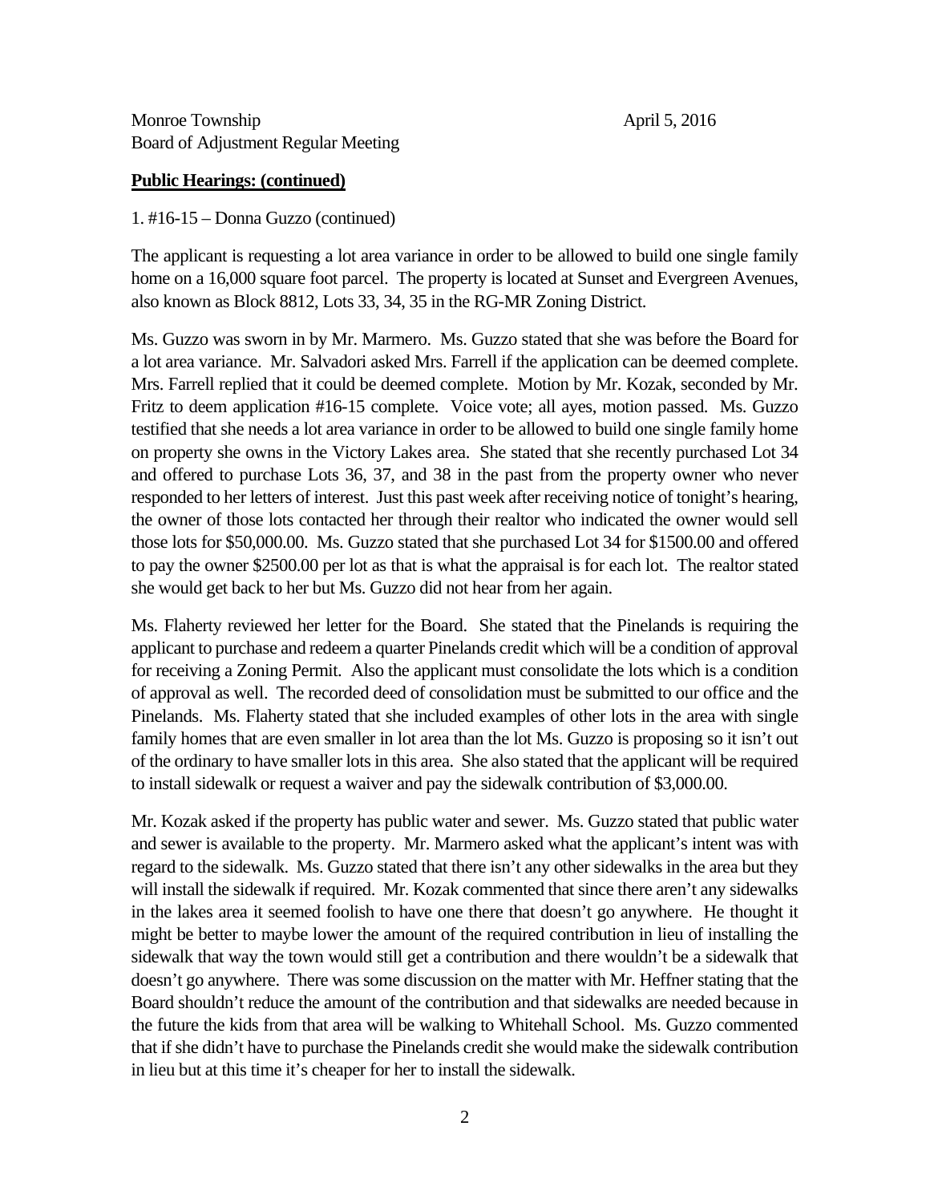Monroe Township April 5, 2016
Board of Adjustment Regular Meeting

**Public Hearings: (continued)**

1. #16-15 – Donna Guzzo (continued)

The applicant is requesting a lot area variance in order to be allowed to build one single family home on a 16,000 square foot parcel. The property is located at Sunset and Evergreen Avenues, also known as Block 8812, Lots 33, 34, 35 in the RG-MR Zoning District.

Ms. Guzzo was sworn in by Mr. Marmero. Ms. Guzzo stated that she was before the Board for a lot area variance. Mr. Salvadori asked Mrs. Farrell if the application can be deemed complete. Mrs. Farrell replied that it could be deemed complete. Motion by Mr. Kozak, seconded by Mr. Fritz to deem application #16-15 complete. Voice vote; all ayes, motion passed. Ms. Guzzo testified that she needs a lot area variance in order to be allowed to build one single family home on property she owns in the Victory Lakes area. She stated that she recently purchased Lot 34 and offered to purchase Lots 36, 37, and 38 in the past from the property owner who never responded to her letters of interest. Just this past week after receiving notice of tonight's hearing, the owner of those lots contacted her through their realtor who indicated the owner would sell those lots for $50,000.00. Ms. Guzzo stated that she purchased Lot 34 for $1500.00 and offered to pay the owner $2500.00 per lot as that is what the appraisal is for each lot. The realtor stated she would get back to her but Ms. Guzzo did not hear from her again.

Ms. Flaherty reviewed her letter for the Board. She stated that the Pinelands is requiring the applicant to purchase and redeem a quarter Pinelands credit which will be a condition of approval for receiving a Zoning Permit. Also the applicant must consolidate the lots which is a condition of approval as well. The recorded deed of consolidation must be submitted to our office and the Pinelands. Ms. Flaherty stated that she included examples of other lots in the area with single family homes that are even smaller in lot area than the lot Ms. Guzzo is proposing so it isn't out of the ordinary to have smaller lots in this area. She also stated that the applicant will be required to install sidewalk or request a waiver and pay the sidewalk contribution of $3,000.00.

Mr. Kozak asked if the property has public water and sewer. Ms. Guzzo stated that public water and sewer is available to the property. Mr. Marmero asked what the applicant's intent was with regard to the sidewalk. Ms. Guzzo stated that there isn't any other sidewalks in the area but they will install the sidewalk if required. Mr. Kozak commented that since there aren't any sidewalks in the lakes area it seemed foolish to have one there that doesn't go anywhere. He thought it might be better to maybe lower the amount of the required contribution in lieu of installing the sidewalk that way the town would still get a contribution and there wouldn't be a sidewalk that doesn't go anywhere. There was some discussion on the matter with Mr. Heffner stating that the Board shouldn't reduce the amount of the contribution and that sidewalks are needed because in the future the kids from that area will be walking to Whitehall School. Ms. Guzzo commented that if she didn't have to purchase the Pinelands credit she would make the sidewalk contribution in lieu but at this time it's cheaper for her to install the sidewalk.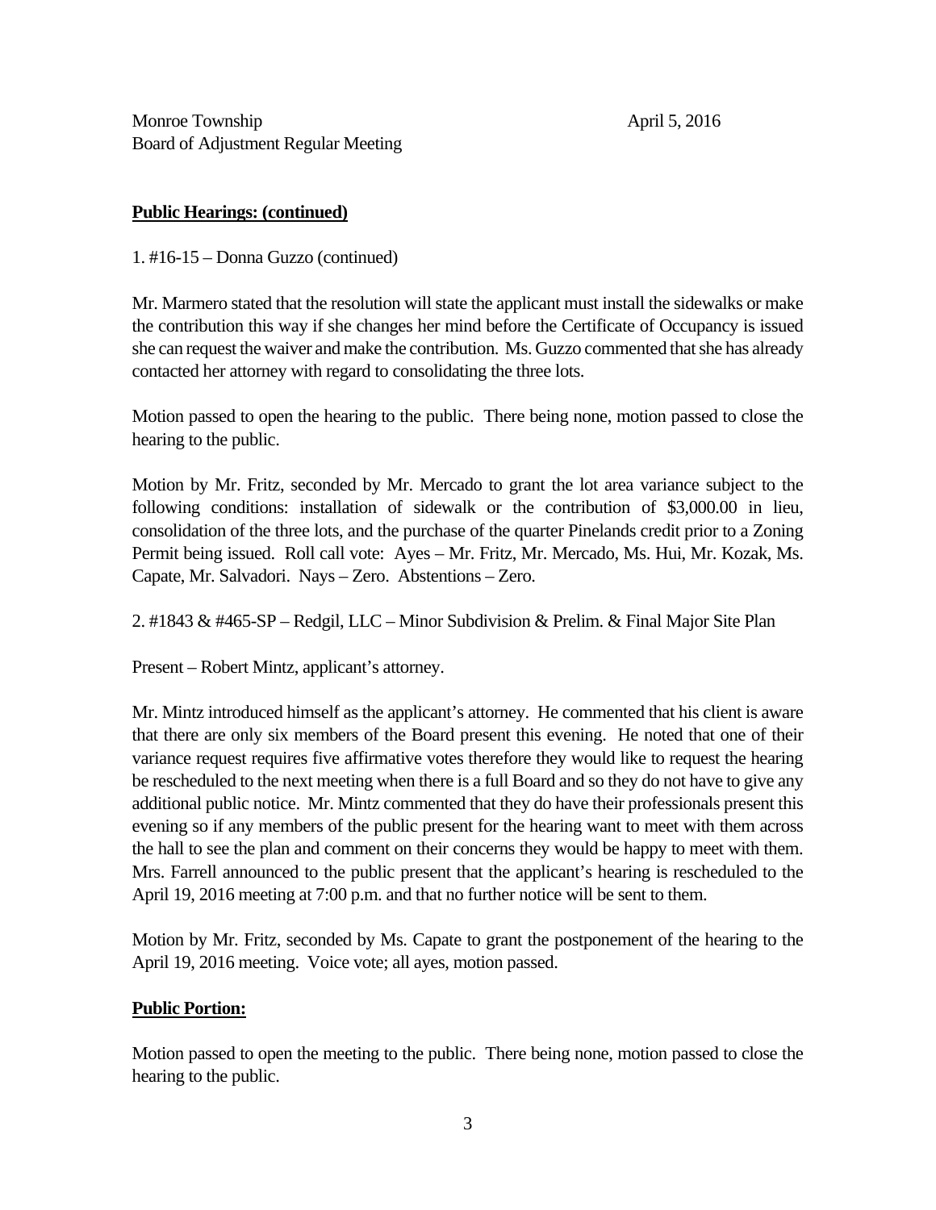**Public Hearings: (continued)**

1. #16-15 – Donna Guzzo (continued)

Mr. Marmero stated that the resolution will state the applicant must install the sidewalks or make the contribution this way if she changes her mind before the Certificate of Occupancy is issued she can request the waiver and make the contribution. Ms. Guzzo commented that she has already contacted her attorney with regard to consolidating the three lots.

Motion passed to open the hearing to the public. There being none, motion passed to close the hearing to the public.

Motion by Mr. Fritz, seconded by Mr. Mercado to grant the lot area variance subject to the following conditions: installation of sidewalk or the contribution of $3,000.00 in lieu, consolidation of the three lots, and the purchase of the quarter Pinelands credit prior to a Zoning Permit being issued. Roll call vote: Ayes – Mr. Fritz, Mr. Mercado, Ms. Hui, Mr. Kozak, Ms. Capate, Mr. Salvadori. Nays – Zero. Abstentions – Zero.

2. #1843 & #465-SP – Redgil, LLC – Minor Subdivision & Prelim. & Final Major Site Plan

Present – Robert Mintz, applicant's attorney.

Mr. Mintz introduced himself as the applicant's attorney. He commented that his client is aware that there are only six members of the Board present this evening. He noted that one of their variance request requires five affirmative votes therefore they would like to request the hearing be rescheduled to the next meeting when there is a full Board and so they do not have to give any additional public notice. Mr. Mintz commented that they do have their professionals present this evening so if any members of the public present for the hearing want to meet with them across the hall to see the plan and comment on their concerns they would be happy to meet with them. Mrs. Farrell announced to the public present that the applicant's hearing is rescheduled to the April 19, 2016 meeting at 7:00 p.m. and that no further notice will be sent to them.

Motion by Mr. Fritz, seconded by Ms. Capate to grant the postponement of the hearing to the April 19, 2016 meeting. Voice vote; all ayes, motion passed.

**Public Portion:**

Motion passed to open the meeting to the public. There being none, motion passed to close the hearing to the public.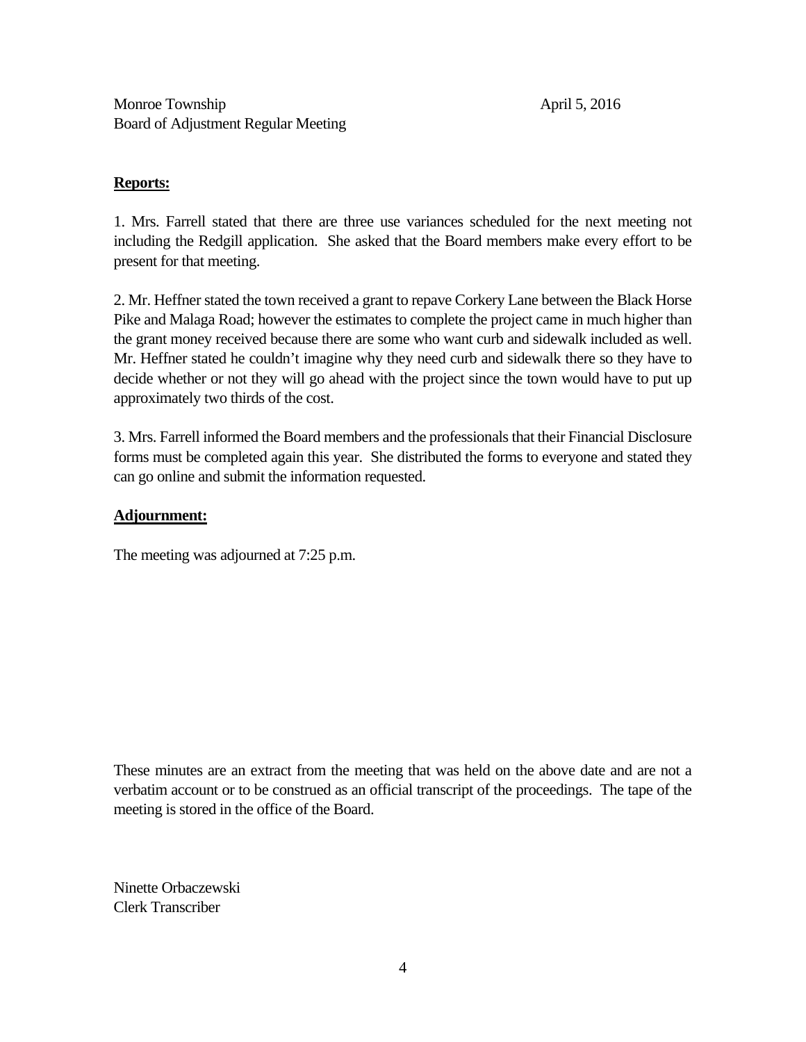**Reports:**

1. Mrs. Farrell stated that there are three use variances scheduled for the next meeting not including the Redgill application. She asked that the Board members make every effort to be present for that meeting.

2. Mr. Heffner stated the town received a grant to repave Corkery Lane between the Black Horse Pike and Malaga Road; however the estimates to complete the project came in much higher than the grant money received because there are some who want curb and sidewalk included as well. Mr. Heffner stated he couldn't imagine why they need curb and sidewalk there so they have to decide whether or not they will go ahead with the project since the town would have to put up approximately two thirds of the cost.

3. Mrs. Farrell informed the Board members and the professionals that their Financial Disclosure forms must be completed again this year. She distributed the forms to everyone and stated they can go online and submit the information requested.

**Adjournment:**

The meeting was adjourned at 7:25 p.m.

These minutes are an extract from the meeting that was held on the above date and are not a verbatim account or to be construed as an official transcript of the proceedings. The tape of the meeting is stored in the office of the Board.

Ninette Orbaczewski
Clerk Transcriber